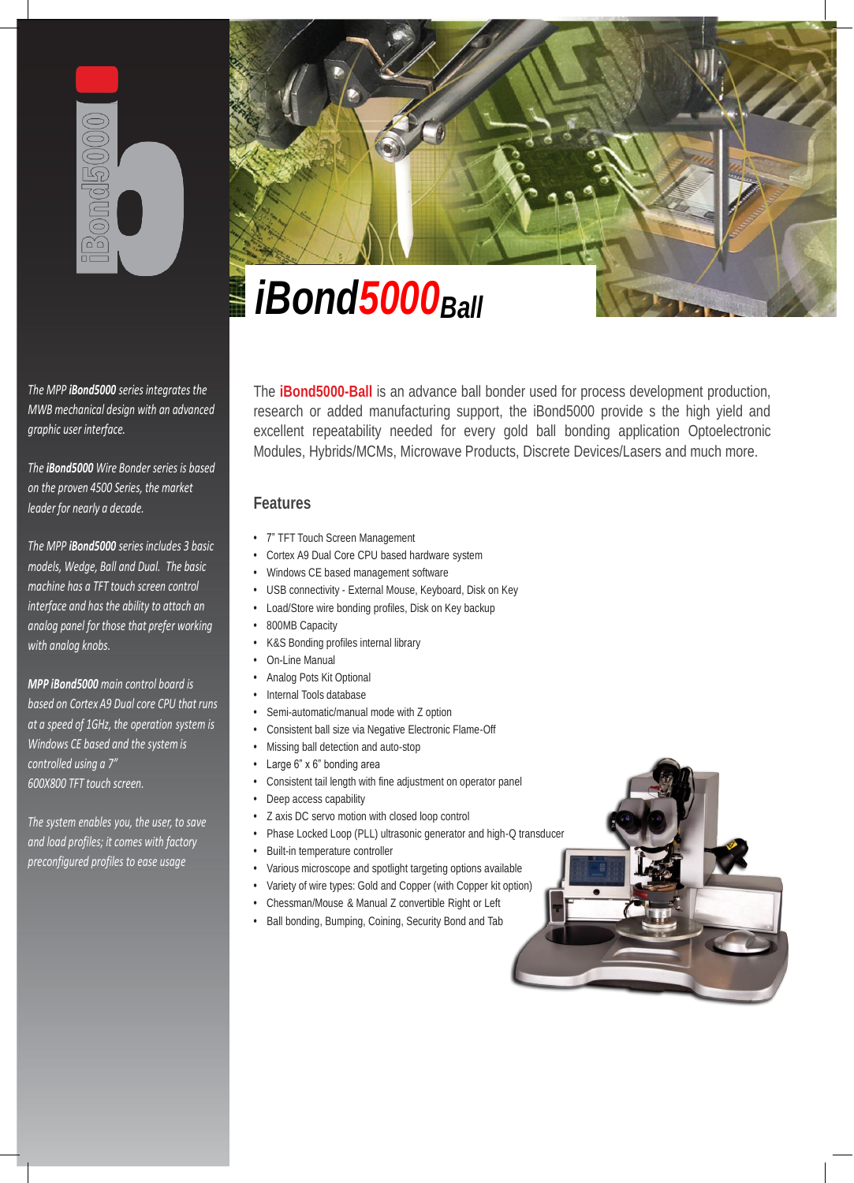# iBond5000 Ball

The **iBond5000-Ball** is an advance ball bonder used for process development production, research or added manufacturing support, the iBond5000 provide s the high yield and excellent repeatability needed for every gold ball bonding application Optoelectronic Modules, Hybrids/MCMs, Microwave Products, Discrete Devices/Lasers and much more.

## Features

- 7" TFT Touch Screen Management
- Cortex A9 Dual Core CPU based hardware system
- Windows CE based management software
- USB connectivity - External Mouse, Keyboard, Disk on Key
- Load/Store wire bonding profiles, Disk on Key backup
- 800MB Capacity
- K&S Bonding profiles internal library
- On-Line Manual
- Analog Pots Kit Optional
- Internal Tools database
- Semi-automatic/manual mode with Z option
- Consistent ball size via Negative Electronic Flame-Off
- Missing ball detection and auto-stop
- Large 6" x 6" bonding area
- Consistent tail length with fine adjustment on operator panel
- Deep access capability
- Z axis DC servo motion with closed loop control
- Phase Locked Loop (PLL) ultrasonic generator and high-Q transducer
- Built-in temperature controller
- Various microscope and spotlight targeting options available
- Variety of wire types: Gold and Copper (with Copper kit option)
- Chessman/Mouse & Manual Z convertible Right or Left
- Ball bonding, Bumping, Coining, Security Bond and Tab

*The MPP **iBond5000** series integrates the MWB mechanical design with an advanced graphic user interface.*

*The **iBond5000** Wire Bonder series is based on the proven 4500 Series, the market leader for nearly a decade.*

*The MPP **iBond5000** series includes 3 basic models, Wedge, Ball and Dual. The basic machine has a TFT touch screen control interface and has the ability to attach an analog panel for those that prefer working with analog knobs.*

***MPP iBond5000** main control board is based on Cortex A9 Dual core CPU that runs at a speed of 1GHz, the operation system is Windows CE based and the system is controlled using a 7" 600X800 TFT touch screen.*

*The system enables you, the user, to save and load profiles; it comes with factory preconfigured profiles to ease usage*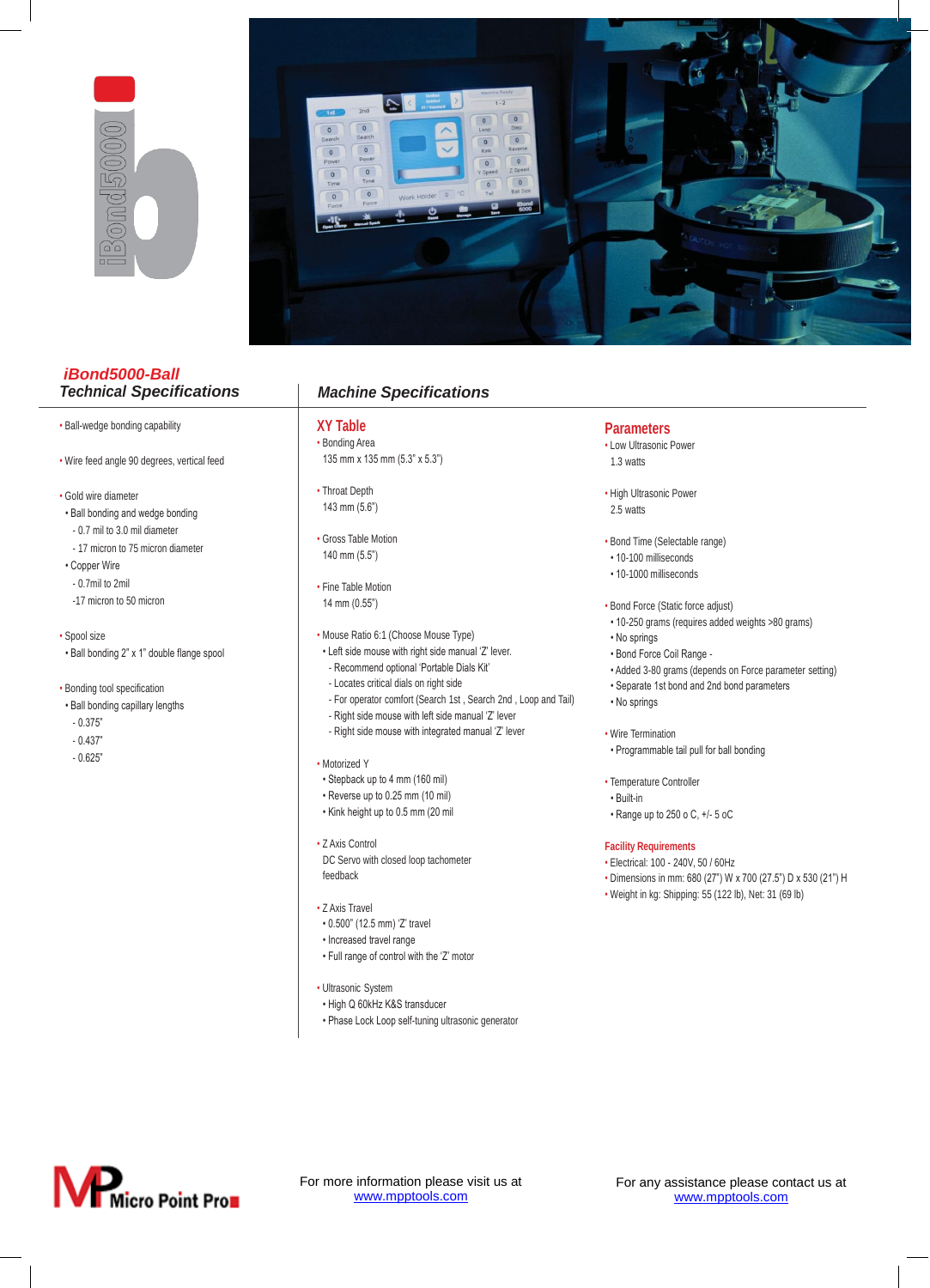## iBond5000-Ball
## Technical Specifications

- Ball-wedge bonding capability
- Wire feed angle 90 degrees, vertical feed
- Gold wire diameter
  - Ball bonding and wedge bonding
    - 0.7 mil to 3.0 mil diameter
    - 17 micron to 75 micron diameter
  - Copper Wire
    - 0.7mil to 2mil
    - 17 micron to 50 micron
- Spool size
  - Ball bonding 2" x 1" double flange spool
- Bonding tool specification
  - Ball bonding capillary lengths
    - 0.375"
    - 0.437"
    - 0.625"

## Machine Specifications

### XY Table

- Bonding Area
  135 mm x 135 mm (5.3" x 5.3")
- Throat Depth
  143 mm (5.6")
- Gross Table Motion
  140 mm (5.5")
- Fine Table Motion
  14 mm (0.55")
- Mouse Ratio 6:1 (Choose Mouse Type)
  - Left side mouse with right side manual 'Z' lever.
    - Recommend optional 'Portable Dials Kit'
    - Locates critical dials on right side
    - For operator comfort (Search 1st , Search 2nd , Loop and Tail)
    - Right side mouse with left side manual 'Z' lever
    - Right side mouse with integrated manual 'Z' lever
- Motorized Y
  - Stepback up to 4 mm (160 mil)
  - Reverse up to 0.25 mm (10 mil)
  - Kink height up to 0.5 mm (20 mil
- Z Axis Control
  DC Servo with closed loop tachometer feedback
- Z Axis Travel
  - 0.500" (12.5 mm) 'Z' travel
  - Increased travel range
  - Full range of control with the 'Z' motor
- Ultrasonic System
  - High Q 60kHz K&S transducer
  - Phase Lock Loop self-tuning ultrasonic generator

### Parameters

- Low Ultrasonic Power
  1.3 watts
- High Ultrasonic Power
  2.5 watts
- Bond Time (Selectable range)
  - 10-100 milliseconds
  - 10-1000 milliseconds
- Bond Force (Static force adjust)
  - 10-250 grams (requires added weights >80 grams)
  - No springs
  - Bond Force Coil Range -
  - Added 3-80 grams (depends on Force parameter setting)
  - Separate 1st bond and 2nd bond parameters
  - No springs
- Wire Termination
  - Programmable tail pull for ball bonding
- Temperature Controller
  - Built-in
  - Range up to 250 o C, +/- 5 oC

### Facility Requirements

- Electrical: 100 - 240V, 50 / 60Hz
- Dimensions in mm: 680 (27") W x 700 (27.5") D x 530 (21") H
- Weight in kg: Shipping: 55 (122 lb), Net: 31 (69 lb)

Micro Point Pro

For more information please visit us at
www.mpptools.com

For any assistance please contact us at
www.mpptools.com